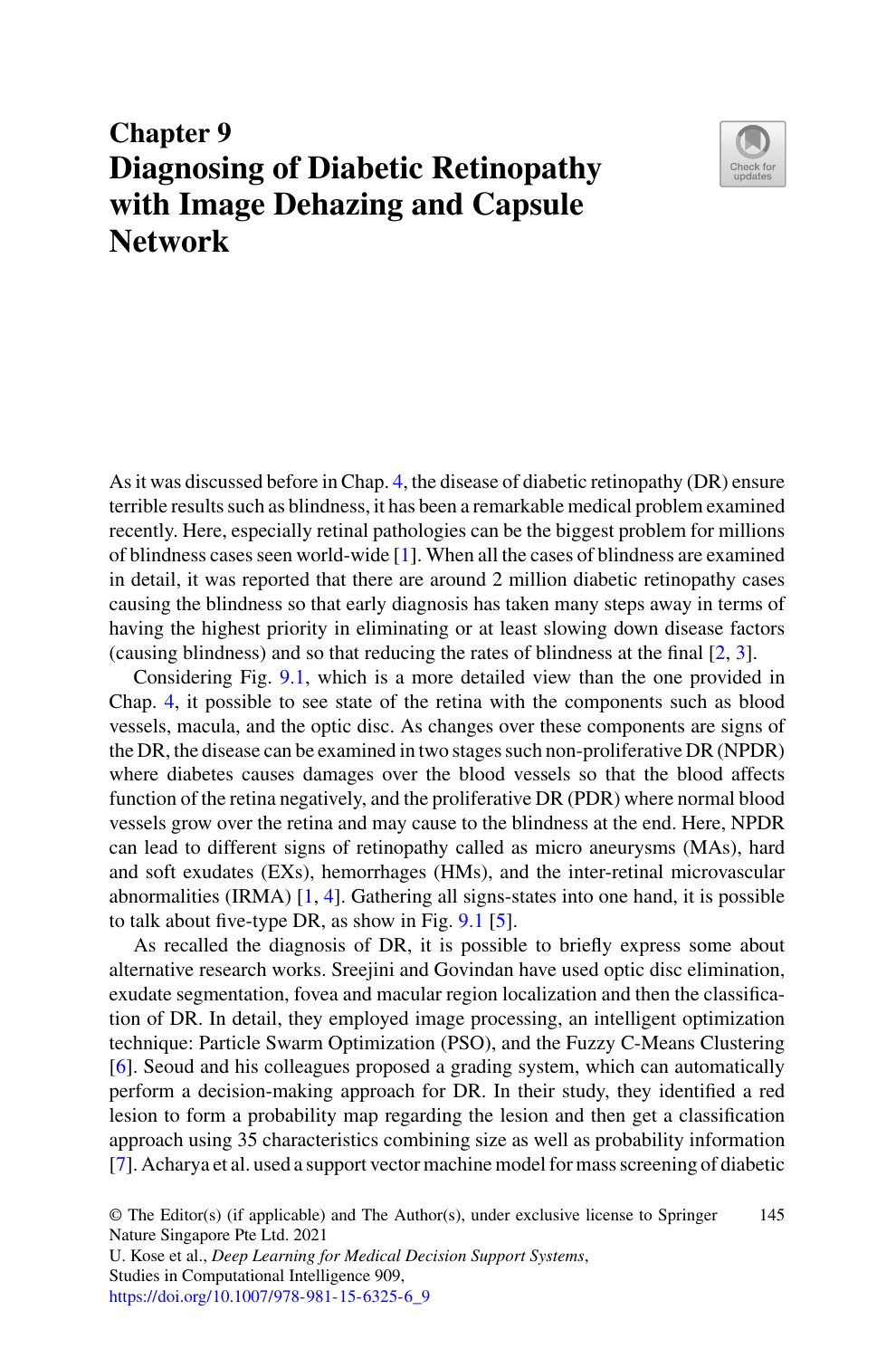# Chapter 9
# Diagnosing of Diabetic Retinopathy with Image Dehazing and Capsule Network

As it was discussed before in Chap. 4, the disease of diabetic retinopathy (DR) ensure terrible results such as blindness, it has been a remarkable medical problem examined recently. Here, especially retinal pathologies can be the biggest problem for millions of blindness cases seen world-wide [1]. When all the cases of blindness are examined in detail, it was reported that there are around 2 million diabetic retinopathy cases causing the blindness so that early diagnosis has taken many steps away in terms of having the highest priority in eliminating or at least slowing down disease factors (causing blindness) and so that reducing the rates of blindness at the final [2, 3].

Considering Fig. 9.1, which is a more detailed view than the one provided in Chap. 4, it possible to see state of the retina with the components such as blood vessels, macula, and the optic disc. As changes over these components are signs of the DR, the disease can be examined in two stages such non-proliferative DR (NPDR) where diabetes causes damages over the blood vessels so that the blood affects function of the retina negatively, and the proliferative DR (PDR) where normal blood vessels grow over the retina and may cause to the blindness at the end. Here, NPDR can lead to different signs of retinopathy called as micro aneurysms (MAs), hard and soft exudates (EXs), hemorrhages (HMs), and the inter-retinal microvascular abnormalities (IRMA) [1, 4]. Gathering all signs-states into one hand, it is possible to talk about five-type DR, as show in Fig. 9.1 [5].

As recalled the diagnosis of DR, it is possible to briefly express some about alternative research works. Sreejini and Govindan have used optic disc elimination, exudate segmentation, fovea and macular region localization and then the classification of DR. In detail, they employed image processing, an intelligent optimization technique: Particle Swarm Optimization (PSO), and the Fuzzy C-Means Clustering [6]. Seoud and his colleagues proposed a grading system, which can automatically perform a decision-making approach for DR. In their study, they identified a red lesion to form a probability map regarding the lesion and then get a classification approach using 35 characteristics combining size as well as probability information [7]. Acharya et al. used a support vector machine model for mass screening of diabetic

© The Editor(s) (if applicable) and The Author(s), under exclusive license to Springer Nature Singapore Pte Ltd. 2021
U. Kose et al., *Deep Learning for Medical Decision Support Systems*, Studies in Computational Intelligence 909,
https://doi.org/10.1007/978-981-15-6325-6_9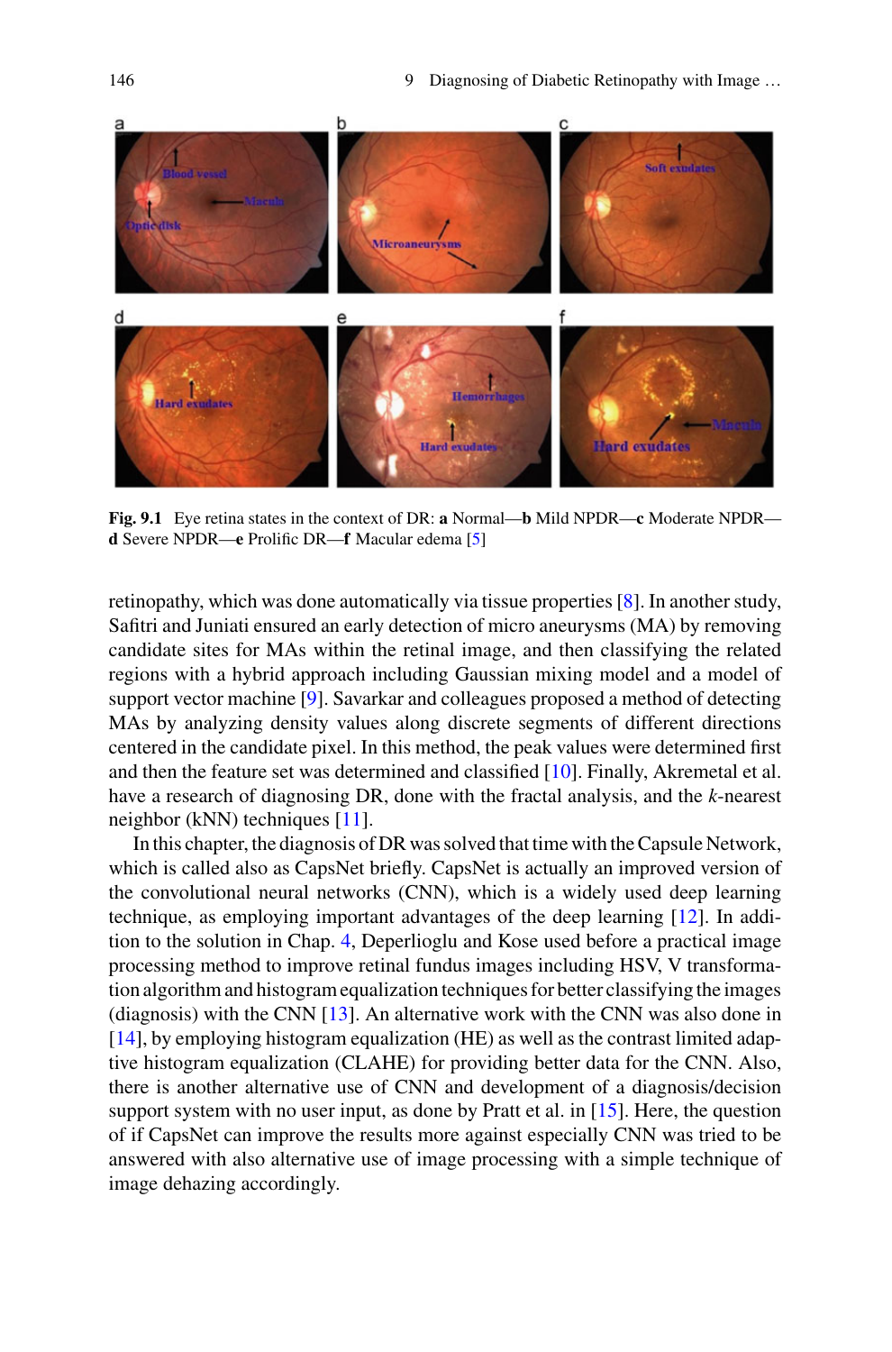Fig. 9.1 Eye retina states in the context of DR: **a** Normal—**b** Mild NPDR—**c** Moderate NPDR—**d** Severe NPDR—**e** Prolific DR—**f** Macular edema [5]

retinopathy, which was done automatically via tissue properties [8]. In another study, Safitri and Juniati ensured an early detection of micro aneurysms (MA) by removing candidate sites for MAs within the retinal image, and then classifying the related regions with a hybrid approach including Gaussian mixing model and a model of support vector machine [9]. Savarkar and colleagues proposed a method of detecting MAs by analyzing density values along discrete segments of different directions centered in the candidate pixel. In this method, the peak values were determined first and then the feature set was determined and classified [10]. Finally, Akremetal et al. have a research of diagnosing DR, done with the fractal analysis, and the *k*-nearest neighbor (kNN) techniques [11].

In this chapter, the diagnosis of DR was solved that time with the Capsule Network, which is called also as CapsNet briefly. CapsNet is actually an improved version of the convolutional neural networks (CNN), which is a widely used deep learning technique, as employing important advantages of the deep learning [12]. In addition to the solution in Chap. 4, Deperlioglu and Kose used before a practical image processing method to improve retinal fundus images including HSV, V transformation algorithm and histogram equalization techniques for better classifying the images (diagnosis) with the CNN [13]. An alternative work with the CNN was also done in [14], by employing histogram equalization (HE) as well as the contrast limited adaptive histogram equalization (CLAHE) for providing better data for the CNN. Also, there is another alternative use of CNN and development of a diagnosis/decision support system with no user input, as done by Pratt et al. in [15]. Here, the question of if CapsNet can improve the results more against especially CNN was tried to be answered with also alternative use of image processing with a simple technique of image dehazing accordingly.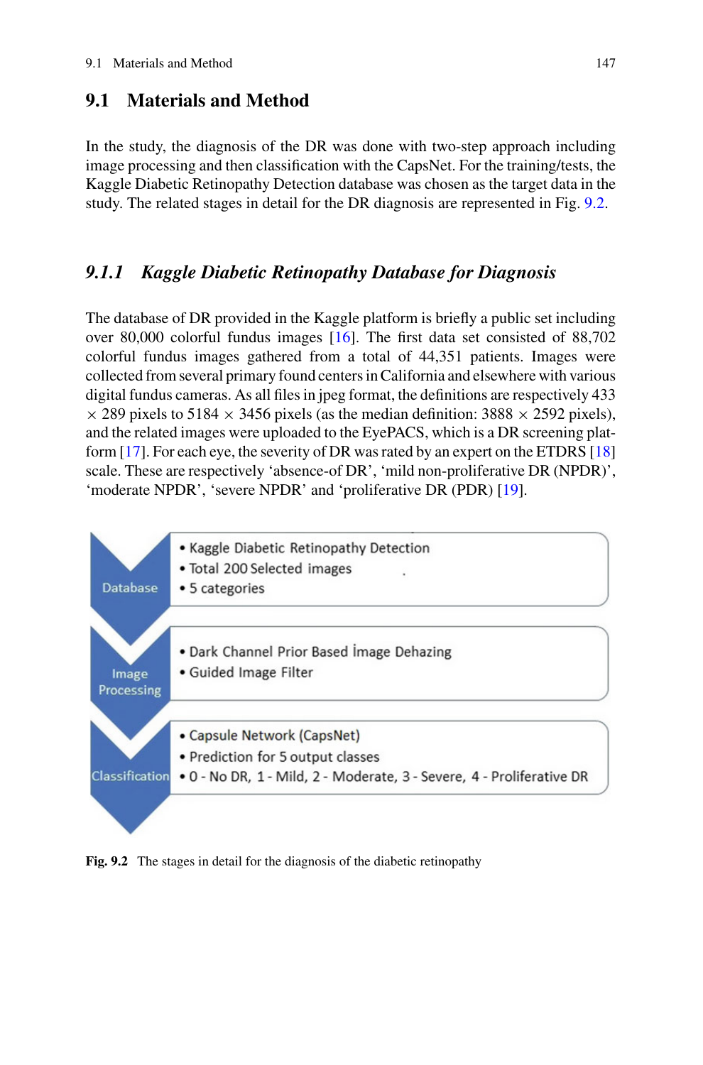## 9.1 Materials and Method

In the study, the diagnosis of the DR was done with two-step approach including image processing and then classification with the CapsNet. For the training/tests, the Kaggle Diabetic Retinopathy Detection database was chosen as the target data in the study. The related stages in detail for the DR diagnosis are represented in Fig. 9.2.

### *9.1.1 Kaggle Diabetic Retinopathy Database for Diagnosis*

The database of DR provided in the Kaggle platform is briefly a public set including over 80,000 colorful fundus images [16]. The first data set consisted of 88,702 colorful fundus images gathered from a total of 44,351 patients. Images were collected from several primary found centers in California and elsewhere with various digital fundus cameras. As all files in jpeg format, the definitions are respectively 433 × 289 pixels to 5184 × 3456 pixels (as the median definition: 3888 × 2592 pixels), and the related images were uploaded to the EyePACS, which is a DR screening platform [17]. For each eye, the severity of DR was rated by an expert on the ETDRS [18] scale. These are respectively 'absence-of DR', 'mild non-proliferative DR (NPDR)', 'moderate NPDR', 'severe NPDR' and 'proliferative DR (PDR) [19].

**Database**
- Kaggle Diabetic Retinopathy Detection
- Total 200 Selected images
- 5 categories

**Image Processing**
- Dark Channel Prior Based İmage Dehazing
- Guided Image Filter

**Classification**
- Capsule Network (CapsNet)
- Prediction for 5 output classes
- 0 - No DR, 1 - Mild, 2 - Moderate, 3 - Severe, 4 - Proliferative DR

**Fig. 9.2** The stages in detail for the diagnosis of the diabetic retinopathy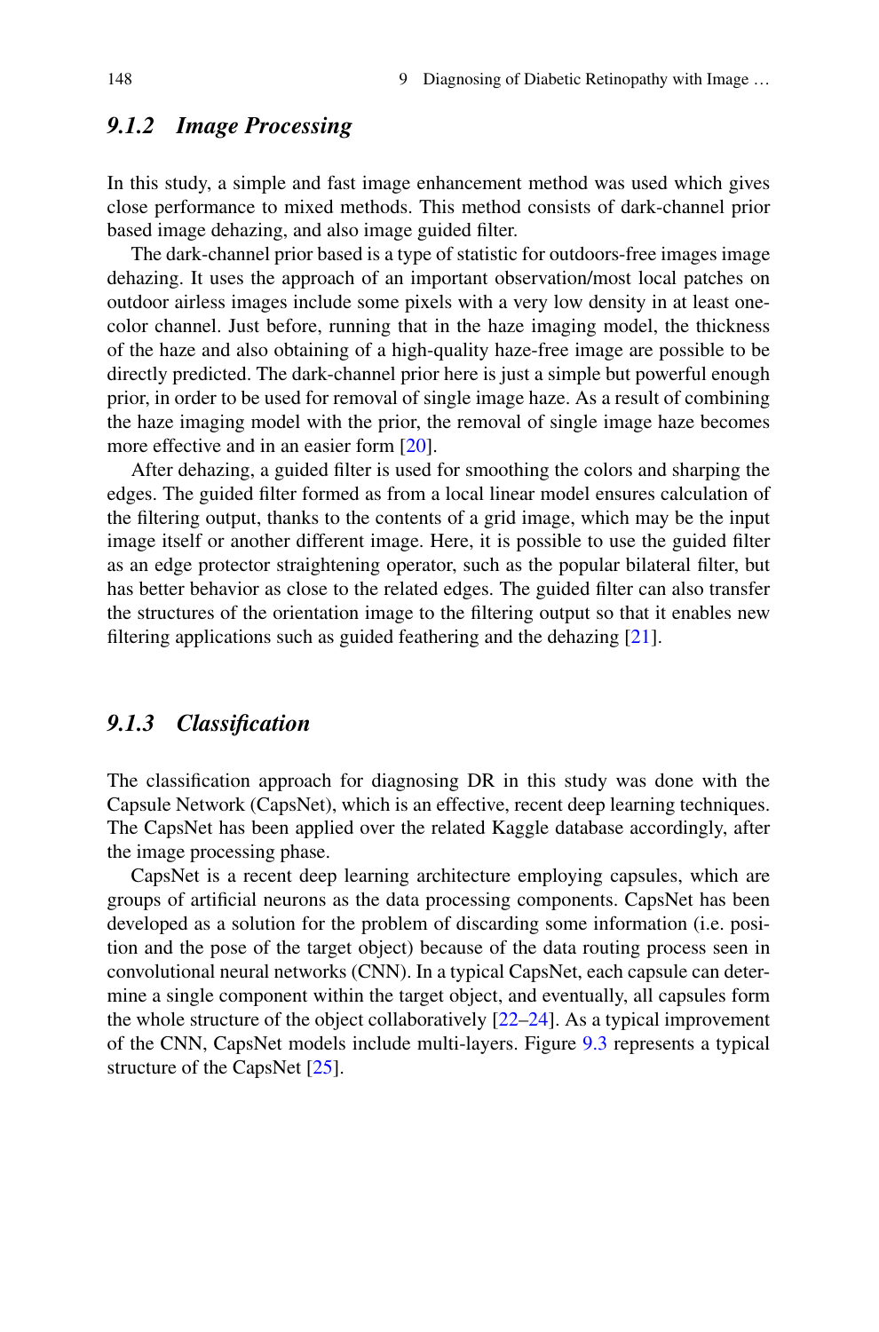### *9.1.2 Image Processing*

In this study, a simple and fast image enhancement method was used which gives close performance to mixed methods. This method consists of dark-channel prior based image dehazing, and also image guided filter.

The dark-channel prior based is a type of statistic for outdoors-free images image dehazing. It uses the approach of an important observation/most local patches on outdoor airless images include some pixels with a very low density in at least one-color channel. Just before, running that in the haze imaging model, the thickness of the haze and also obtaining of a high-quality haze-free image are possible to be directly predicted. The dark-channel prior here is just a simple but powerful enough prior, in order to be used for removal of single image haze. As a result of combining the haze imaging model with the prior, the removal of single image haze becomes more effective and in an easier form [20].

After dehazing, a guided filter is used for smoothing the colors and sharping the edges. The guided filter formed as from a local linear model ensures calculation of the filtering output, thanks to the contents of a grid image, which may be the input image itself or another different image. Here, it is possible to use the guided filter as an edge protector straightening operator, such as the popular bilateral filter, but has better behavior as close to the related edges. The guided filter can also transfer the structures of the orientation image to the filtering output so that it enables new filtering applications such as guided feathering and the dehazing [21].

### *9.1.3 Classification*

The classification approach for diagnosing DR in this study was done with the Capsule Network (CapsNet), which is an effective, recent deep learning techniques. The CapsNet has been applied over the related Kaggle database accordingly, after the image processing phase.

CapsNet is a recent deep learning architecture employing capsules, which are groups of artificial neurons as the data processing components. CapsNet has been developed as a solution for the problem of discarding some information (i.e. position and the pose of the target object) because of the data routing process seen in convolutional neural networks (CNN). In a typical CapsNet, each capsule can determine a single component within the target object, and eventually, all capsules form the whole structure of the object collaboratively [22–24]. As a typical improvement of the CNN, CapsNet models include multi-layers. Figure 9.3 represents a typical structure of the CapsNet [25].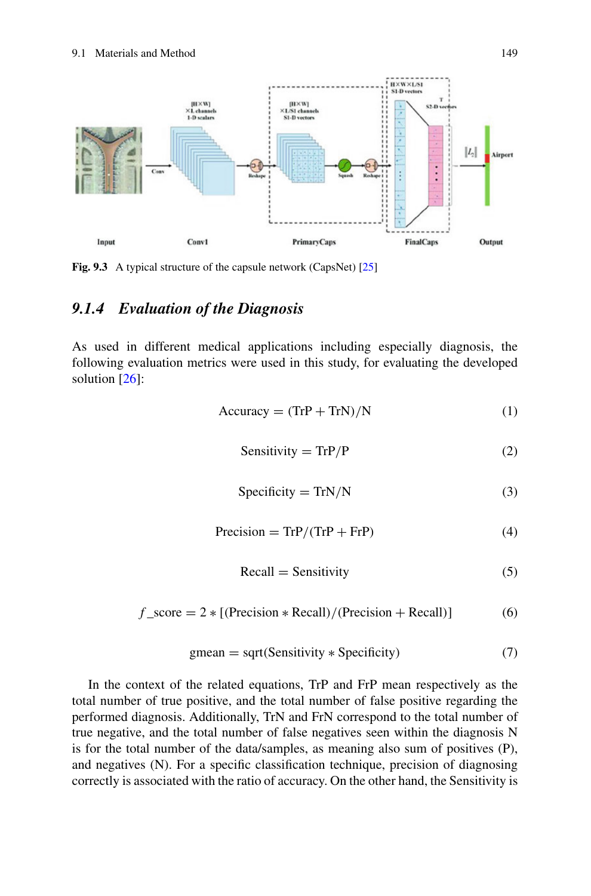Fig. 9.3 A typical structure of the capsule network (CapsNet) [25]

### 9.1.4 Evaluation of the Diagnosis

As used in different medical applications including especially diagnosis, the following evaluation metrics were used in this study, for evaluating the developed solution [26]:

$$\text{Accuracy} = (\text{TrP} + \text{TrN})/\text{N} \tag{1}$$

$$\text{Sensitivity} = \text{TrP}/\text{P} \tag{2}$$

$$\text{Specificity} = \text{TrN}/\text{N} \tag{3}$$

$$\text{Precision} = \text{TrP}/(\text{TrP} + \text{FrP}) \tag{4}$$

$$\text{Recall} = \text{Sensitivity} \tag{5}$$

$$f\_\text{score} = 2 * [(\text{Precision} * \text{Recall})/(\text{Precision} + \text{Recall})] \tag{6}$$

$$\text{gmean} = \text{sqrt}(\text{Sensitivity} * \text{Specificity}) \tag{7}$$

In the context of the related equations, TrP and FrP mean respectively as the total number of true positive, and the total number of false positive regarding the performed diagnosis. Additionally, TrN and FrN correspond to the total number of true negative, and the total number of false negatives seen within the diagnosis N is for the total number of the data/samples, as meaning also sum of positives (P), and negatives (N). For a specific classification technique, precision of diagnosing correctly is associated with the ratio of accuracy. On the other hand, the Sensitivity is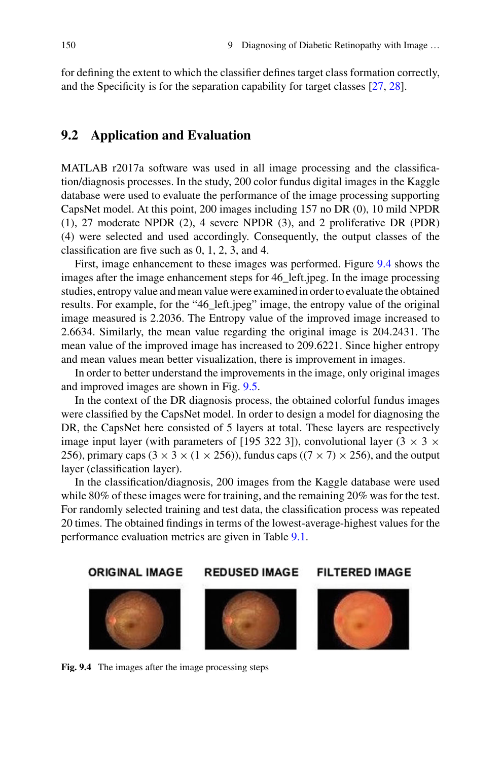for defining the extent to which the classifier defines target class formation correctly, and the Specificity is for the separation capability for target classes [27, 28].

## 9.2 Application and Evaluation

MATLAB r2017a software was used in all image processing and the classification/diagnosis processes. In the study, 200 color fundus digital images in the Kaggle database were used to evaluate the performance of the image processing supporting CapsNet model. At this point, 200 images including 157 no DR (0), 10 mild NPDR (1), 27 moderate NPDR (2), 4 severe NPDR (3), and 2 proliferative DR (PDR) (4) were selected and used accordingly. Consequently, the output classes of the classification are five such as 0, 1, 2, 3, and 4.

First, image enhancement to these images was performed. Figure 9.4 shows the images after the image enhancement steps for 46_left.jpeg. In the image processing studies, entropy value and mean value were examined in order to evaluate the obtained results. For example, for the "46_left.jpeg" image, the entropy value of the original image measured is 2.2036. The Entropy value of the improved image increased to 2.6634. Similarly, the mean value regarding the original image is 204.2431. The mean value of the improved image has increased to 209.6221. Since higher entropy and mean values mean better visualization, there is improvement in images.

In order to better understand the improvements in the image, only original images and improved images are shown in Fig. 9.5.

In the context of the DR diagnosis process, the obtained colorful fundus images were classified by the CapsNet model. In order to design a model for diagnosing the DR, the CapsNet here consisted of 5 layers at total. These layers are respectively image input layer (with parameters of [195 322 3]), convolutional layer ($3 \times 3 \times 256$), primary caps ($3 \times 3 \times (1 \times 256)$), fundus caps ($(7 \times 7) \times 256$), and the output layer (classification layer).

In the classification/diagnosis, 200 images from the Kaggle database were used while 80% of these images were for training, and the remaining 20% was for the test. For randomly selected training and test data, the classification process was repeated 20 times. The obtained findings in terms of the lowest-average-highest values for the performance evaluation metrics are given in Table 9.1.

ORIGINAL IMAGE REDUSED IMAGE FILTERED IMAGE

**Fig. 9.4** The images after the image processing steps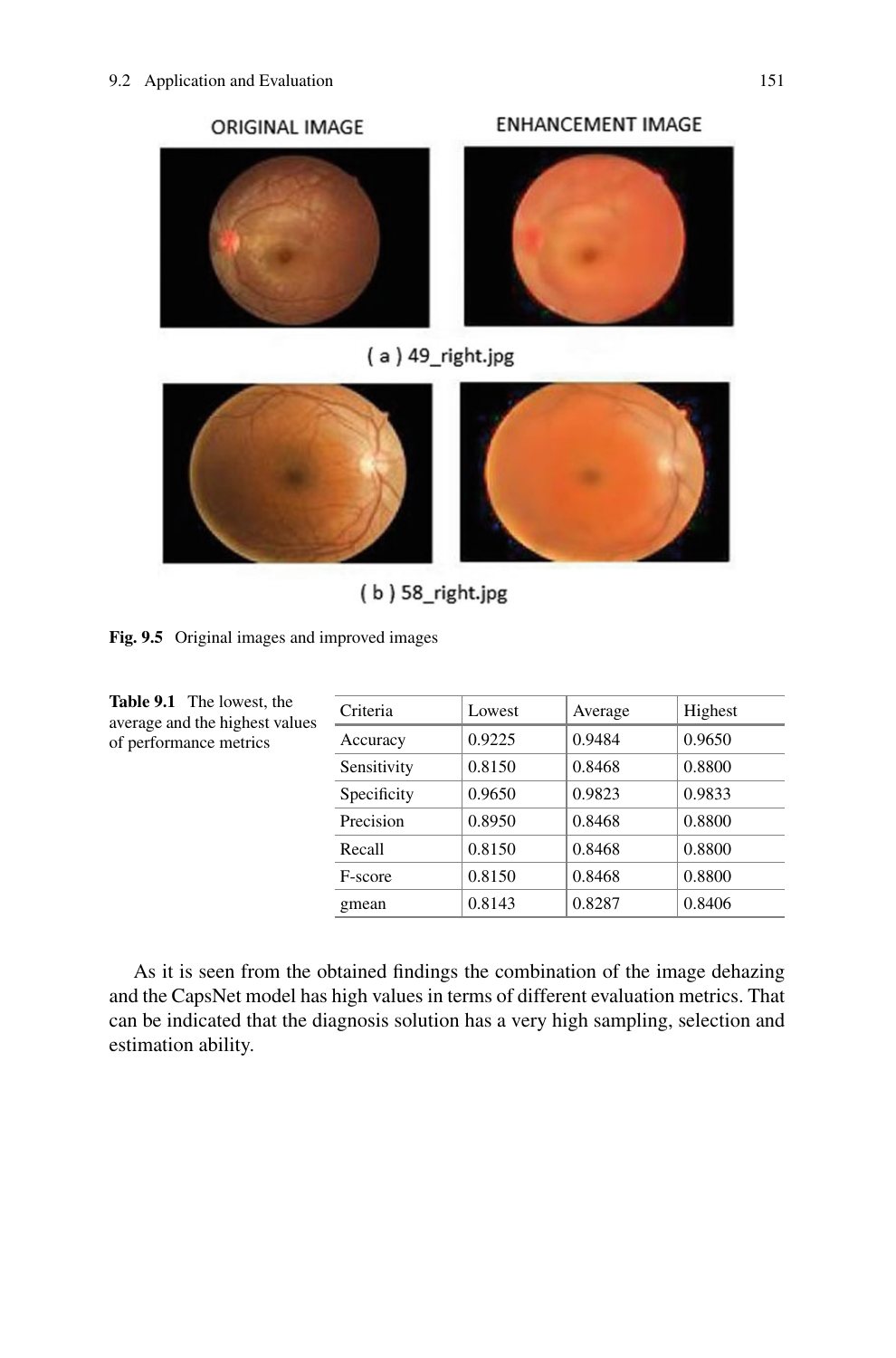ORIGINAL IMAGE

ENHANCEMENT IMAGE

( a ) 49_right.jpg

( b ) 58_right.jpg

**Fig. 9.5** Original images and improved images

**Table 9.1** The lowest, the average and the highest values of performance metrics

| Criteria | Lowest | Average | Highest |
|---|---|---|---|
| Accuracy | 0.9225 | 0.9484 | 0.9650 |
| Sensitivity | 0.8150 | 0.8468 | 0.8800 |
| Specificity | 0.9650 | 0.9823 | 0.9833 |
| Precision | 0.8950 | 0.8468 | 0.8800 |
| Recall | 0.8150 | 0.8468 | 0.8800 |
| F-score | 0.8150 | 0.8468 | 0.8800 |
| gmean | 0.8143 | 0.8287 | 0.8406 |

As it is seen from the obtained findings the combination of the image dehazing and the CapsNet model has high values in terms of different evaluation metrics. That can be indicated that the diagnosis solution has a very high sampling, selection and estimation ability.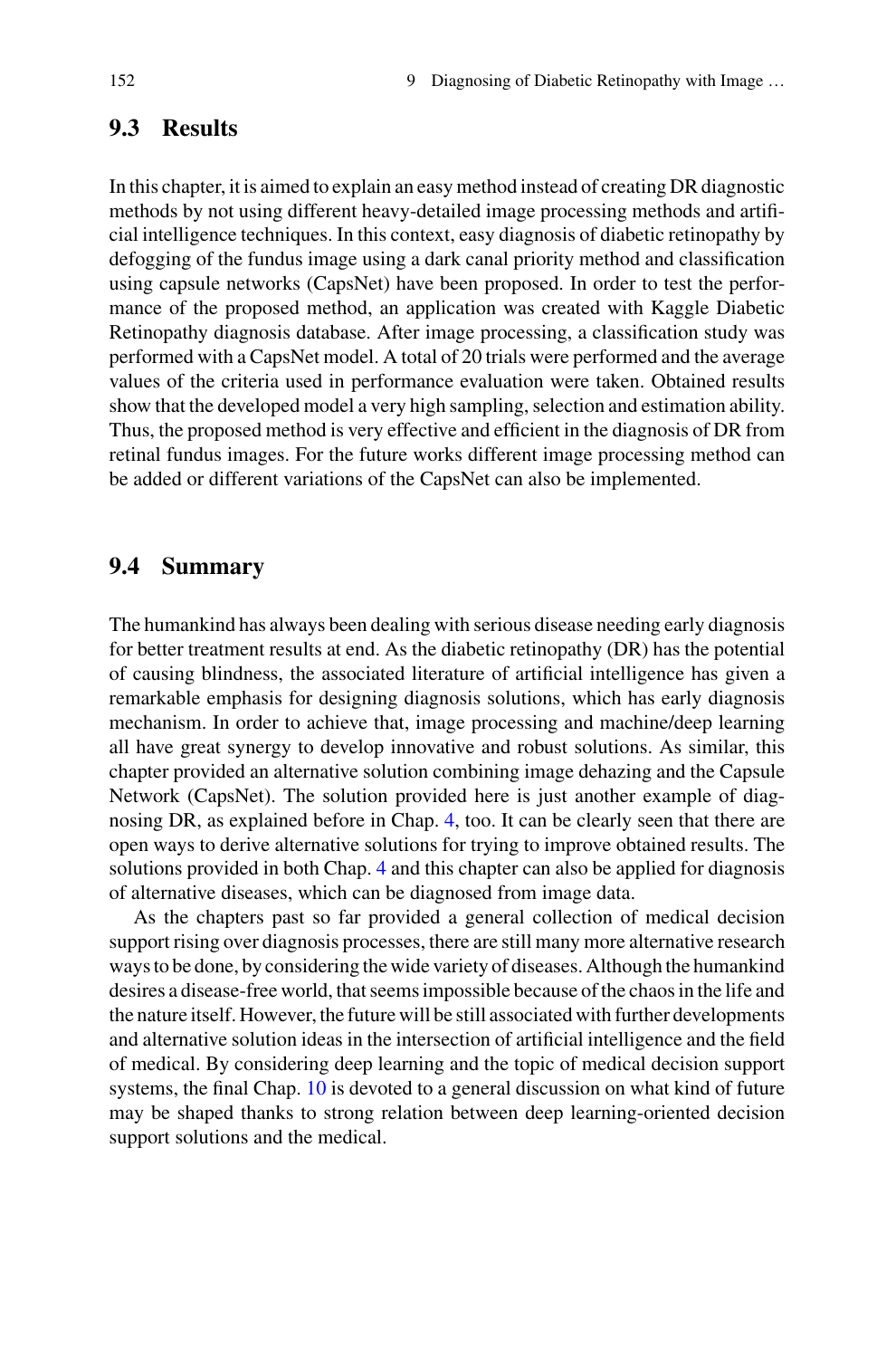## 9.3 Results

In this chapter, it is aimed to explain an easy method instead of creating DR diagnostic methods by not using different heavy-detailed image processing methods and artificial intelligence techniques. In this context, easy diagnosis of diabetic retinopathy by defogging of the fundus image using a dark canal priority method and classification using capsule networks (CapsNet) have been proposed. In order to test the performance of the proposed method, an application was created with Kaggle Diabetic Retinopathy diagnosis database. After image processing, a classification study was performed with a CapsNet model. A total of 20 trials were performed and the average values of the criteria used in performance evaluation were taken. Obtained results show that the developed model a very high sampling, selection and estimation ability. Thus, the proposed method is very effective and efficient in the diagnosis of DR from retinal fundus images. For the future works different image processing method can be added or different variations of the CapsNet can also be implemented.

## 9.4 Summary

The humankind has always been dealing with serious disease needing early diagnosis for better treatment results at end. As the diabetic retinopathy (DR) has the potential of causing blindness, the associated literature of artificial intelligence has given a remarkable emphasis for designing diagnosis solutions, which has early diagnosis mechanism. In order to achieve that, image processing and machine/deep learning all have great synergy to develop innovative and robust solutions. As similar, this chapter provided an alternative solution combining image dehazing and the Capsule Network (CapsNet). The solution provided here is just another example of diagnosing DR, as explained before in Chap. 4, too. It can be clearly seen that there are open ways to derive alternative solutions for trying to improve obtained results. The solutions provided in both Chap. 4 and this chapter can also be applied for diagnosis of alternative diseases, which can be diagnosed from image data.

As the chapters past so far provided a general collection of medical decision support rising over diagnosis processes, there are still many more alternative research ways to be done, by considering the wide variety of diseases. Although the humankind desires a disease-free world, that seems impossible because of the chaos in the life and the nature itself. However, the future will be still associated with further developments and alternative solution ideas in the intersection of artificial intelligence and the field of medical. By considering deep learning and the topic of medical decision support systems, the final Chap. 10 is devoted to a general discussion on what kind of future may be shaped thanks to strong relation between deep learning-oriented decision support solutions and the medical.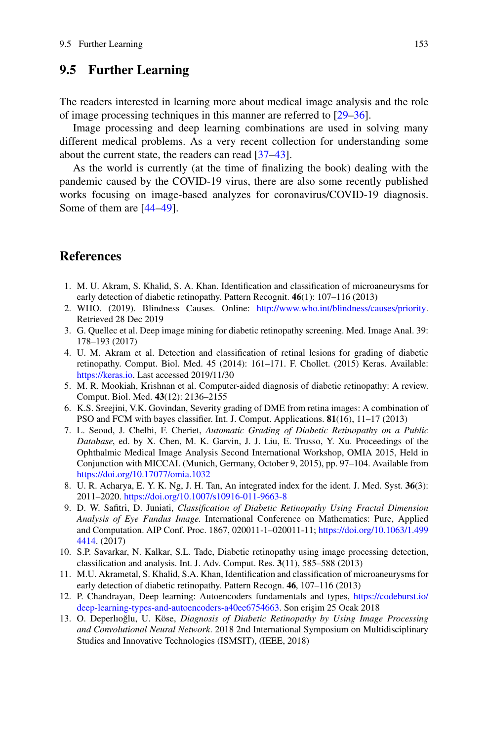## 9.5 Further Learning

The readers interested in learning more about medical image analysis and the role of image processing techniques in this manner are referred to [29–36].

Image processing and deep learning combinations are used in solving many different medical problems. As a very recent collection for understanding some about the current state, the readers can read [37–43].

As the world is currently (at the time of finalizing the book) dealing with the pandemic caused by the COVID-19 virus, there are also some recently published works focusing on image-based analyzes for coronavirus/COVID-19 diagnosis. Some of them are [44–49].

## References

1. M. U. Akram, S. Khalid, S. A. Khan. Identification and classification of microaneurysms for early detection of diabetic retinopathy. Pattern Recognit. **46**(1): 107–116 (2013)
2. WHO. (2019). Blindness Causes. Online: http://www.who.int/blindness/causes/priority. Retrieved 28 Dec 2019
3. G. Quellec et al. Deep image mining for diabetic retinopathy screening. Med. Image Anal. 39: 178–193 (2017)
4. U. M. Akram et al. Detection and classification of retinal lesions for grading of diabetic retinopathy. Comput. Biol. Med. 45 (2014): 161–171. F. Chollet. (2015) Keras. Available: https://keras.io. Last accessed 2019/11/30
5. M. R. Mookiah, Krishnan et al. Computer-aided diagnosis of diabetic retinopathy: A review. Comput. Biol. Med. **43**(12): 2136–2155
6. K.S. Sreejini, V.K. Govindan, Severity grading of DME from retina images: A combination of PSO and FCM with bayes classifier. Int. J. Comput. Applications. **81**(16), 11–17 (2013)
7. L. Seoud, J. Chelbi, F. Cheriet, *Automatic Grading of Diabetic Retinopathy on a Public Database*, ed. by X. Chen, M. K. Garvin, J. J. Liu, E. Trusso, Y. Xu. Proceedings of the Ophthalmic Medical Image Analysis Second International Workshop, OMIA 2015, Held in Conjunction with MICCAI. (Munich, Germany, October 9, 2015), pp. 97–104. Available from https://doi.org/10.17077/omia.1032
8. U. R. Acharya, E. Y. K. Ng, J. H. Tan, An integrated index for the ident. J. Med. Syst. **36**(3): 2011–2020. https://doi.org/10.1007/s10916-011-9663-8
9. D. W. Safitri, D. Juniati, *Classification of Diabetic Retinopathy Using Fractal Dimension Analysis of Eye Fundus Image.* International Conference on Mathematics: Pure, Applied and Computation. AIP Conf. Proc. 1867, 020011-1–020011-11; https://doi.org/10.1063/1.4994414. (2017)
10. S.P. Savarkar, N. Kalkar, S.L. Tade, Diabetic retinopathy using image processing detection, classification and analysis. Int. J. Adv. Comput. Res. **3**(11), 585–588 (2013)
11. M.U. Akrametal, S. Khalid, S.A. Khan, Identification and classification of microaneurysms for early detection of diabetic retinopathy. Pattern Recogn. **46**, 107–116 (2013)
12. P. Chandrayan, Deep learning: Autoencoders fundamentals and types, https://codeburst.io/deep-learning-types-and-autoencoders-a40ee6754663. Son erişim 25 Ocak 2018
13. O. Deperlıoğlu, U. Köse, *Diagnosis of Diabetic Retinopathy by Using Image Processing and Convolutional Neural Network*. 2018 2nd International Symposium on Multidisciplinary Studies and Innovative Technologies (ISMSIT), (IEEE, 2018)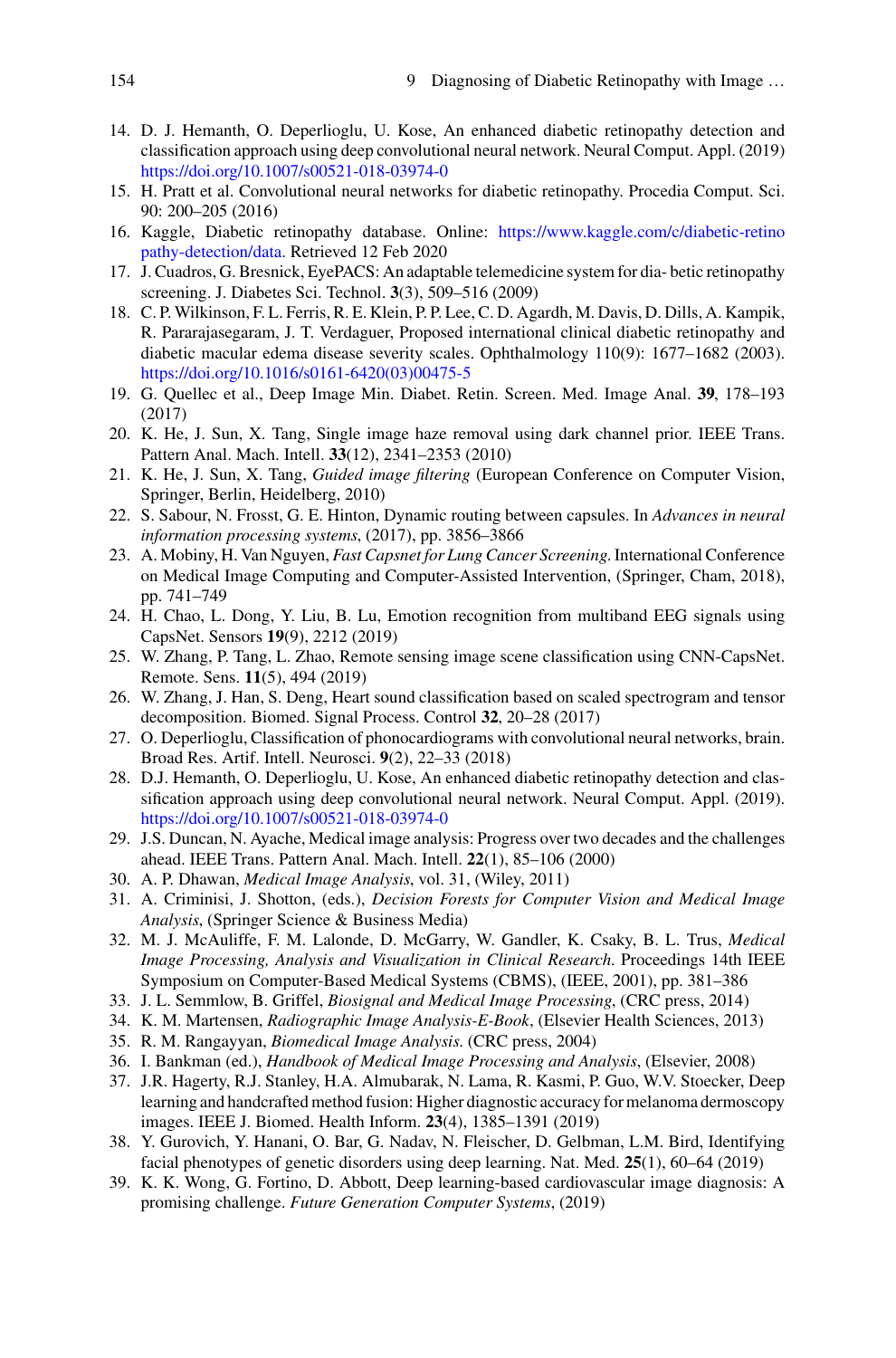14. D. J. Hemanth, O. Deperlioglu, U. Kose, An enhanced diabetic retinopathy detection and classification approach using deep convolutional neural network. Neural Comput. Appl. (2019) https://doi.org/10.1007/s00521-018-03974-0
15. H. Pratt et al. Convolutional neural networks for diabetic retinopathy. Procedia Comput. Sci. 90: 200–205 (2016)
16. Kaggle, Diabetic retinopathy database. Online: https://www.kaggle.com/c/diabetic-retinopathy-detection/data. Retrieved 12 Feb 2020
17. J. Cuadros, G. Bresnick, EyePACS: An adaptable telemedicine system for dia- betic retinopathy screening. J. Diabetes Sci. Technol. **3**(3), 509–516 (2009)
18. C. P. Wilkinson, F. L. Ferris, R. E. Klein, P. P. Lee, C. D. Agardh, M. Davis, D. Dills, A. Kampik, R. Pararajasegaram, J. T. Verdaguer, Proposed international clinical diabetic retinopathy and diabetic macular edema disease severity scales. Ophthalmology 110(9): 1677–1682 (2003). https://doi.org/10.1016/s0161-6420(03)00475-5
19. G. Quellec et al., Deep Image Min. Diabet. Retin. Screen. Med. Image Anal. **39**, 178–193 (2017)
20. K. He, J. Sun, X. Tang, Single image haze removal using dark channel prior. IEEE Trans. Pattern Anal. Mach. Intell. **33**(12), 2341–2353 (2010)
21. K. He, J. Sun, X. Tang, *Guided image filtering* (European Conference on Computer Vision, Springer, Berlin, Heidelberg, 2010)
22. S. Sabour, N. Frosst, G. E. Hinton, Dynamic routing between capsules. In *Advances in neural information processing systems*, (2017), pp. 3856–3866
23. A. Mobiny, H. Van Nguyen, *Fast Capsnet for Lung Cancer Screening*. International Conference on Medical Image Computing and Computer-Assisted Intervention, (Springer, Cham, 2018), pp. 741–749
24. H. Chao, L. Dong, Y. Liu, B. Lu, Emotion recognition from multiband EEG signals using CapsNet. Sensors **19**(9), 2212 (2019)
25. W. Zhang, P. Tang, L. Zhao, Remote sensing image scene classification using CNN-CapsNet. Remote. Sens. **11**(5), 494 (2019)
26. W. Zhang, J. Han, S. Deng, Heart sound classification based on scaled spectrogram and tensor decomposition. Biomed. Signal Process. Control **32**, 20–28 (2017)
27. O. Deperlioglu, Classification of phonocardiograms with convolutional neural networks, brain. Broad Res. Artif. Intell. Neurosci. **9**(2), 22–33 (2018)
28. D.J. Hemanth, O. Deperlioglu, U. Kose, An enhanced diabetic retinopathy detection and classification approach using deep convolutional neural network. Neural Comput. Appl. (2019). https://doi.org/10.1007/s00521-018-03974-0
29. J.S. Duncan, N. Ayache, Medical image analysis: Progress over two decades and the challenges ahead. IEEE Trans. Pattern Anal. Mach. Intell. **22**(1), 85–106 (2000)
30. A. P. Dhawan, *Medical Image Analysis*, vol. 31, (Wiley, 2011)
31. A. Criminisi, J. Shotton, (eds.), *Decision Forests for Computer Vision and Medical Image Analysis*, (Springer Science & Business Media)
32. M. J. McAuliffe, F. M. Lalonde, D. McGarry, W. Gandler, K. Csaky, B. L. Trus, *Medical Image Processing, Analysis and Visualization in Clinical Research*. Proceedings 14th IEEE Symposium on Computer-Based Medical Systems (CBMS), (IEEE, 2001), pp. 381–386
33. J. L. Semmlow, B. Griffel, *Biosignal and Medical Image Processing*, (CRC press, 2014)
34. K. M. Martensen, *Radiographic Image Analysis-E-Book*, (Elsevier Health Sciences, 2013)
35. R. M. Rangayyan, *Biomedical Image Analysis*. (CRC press, 2004)
36. I. Bankman (ed.), *Handbook of Medical Image Processing and Analysis*, (Elsevier, 2008)
37. J.R. Hagerty, R.J. Stanley, H.A. Almubarak, N. Lama, R. Kasmi, P. Guo, W.V. Stoecker, Deep learning and handcrafted method fusion: Higher diagnostic accuracy for melanoma dermoscopy images. IEEE J. Biomed. Health Inform. **23**(4), 1385–1391 (2019)
38. Y. Gurovich, Y. Hanani, O. Bar, G. Nadav, N. Fleischer, D. Gelbman, L.M. Bird, Identifying facial phenotypes of genetic disorders using deep learning. Nat. Med. **25**(1), 60–64 (2019)
39. K. K. Wong, G. Fortino, D. Abbott, Deep learning-based cardiovascular image diagnosis: A promising challenge. *Future Generation Computer Systems*, (2019)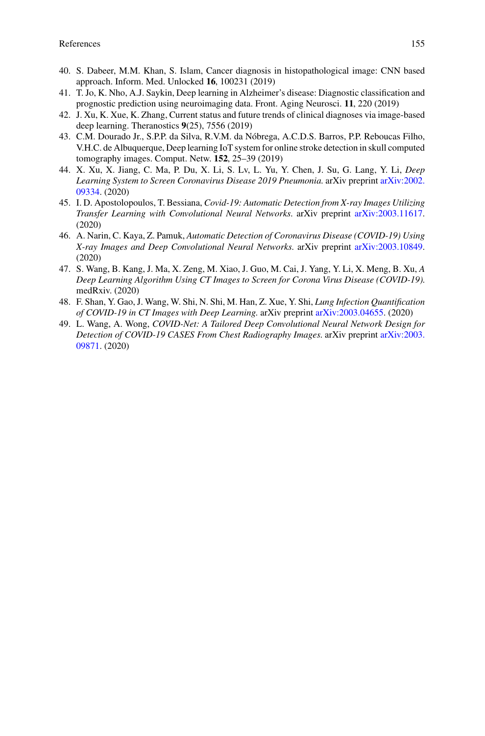40. S. Dabeer, M.M. Khan, S. Islam, Cancer diagnosis in histopathological image: CNN based approach. Inform. Med. Unlocked **16**, 100231 (2019)
41. T. Jo, K. Nho, A.J. Saykin, Deep learning in Alzheimer's disease: Diagnostic classification and prognostic prediction using neuroimaging data. Front. Aging Neurosci. **11**, 220 (2019)
42. J. Xu, K. Xue, K. Zhang, Current status and future trends of clinical diagnoses via image-based deep learning. Theranostics **9**(25), 7556 (2019)
43. C.M. Dourado Jr., S.P.P. da Silva, R.V.M. da Nóbrega, A.C.D.S. Barros, P.P. Reboucas Filho, V.H.C. de Albuquerque, Deep learning IoT system for online stroke detection in skull computed tomography images. Comput. Netw. **152**, 25–39 (2019)
44. X. Xu, X. Jiang, C. Ma, P. Du, X. Li, S. Lv, L. Yu, Y. Chen, J. Su, G. Lang, Y. Li, *Deep Learning System to Screen Coronavirus Disease 2019 Pneumonia.* arXiv preprint arXiv:2002.09334. (2020)
45. I. D. Apostolopoulos, T. Bessiana, *Covid-19: Automatic Detection from X-ray Images Utilizing Transfer Learning with Convolutional Neural Networks.* arXiv preprint arXiv:2003.11617. (2020)
46. A. Narin, C. Kaya, Z. Pamuk, *Automatic Detection of Coronavirus Disease (COVID-19) Using X-ray Images and Deep Convolutional Neural Networks.* arXiv preprint arXiv:2003.10849. (2020)
47. S. Wang, B. Kang, J. Ma, X. Zeng, M. Xiao, J. Guo, M. Cai, J. Yang, Y. Li, X. Meng, B. Xu, *A Deep Learning Algorithm Using CT Images to Screen for Corona Virus Disease (COVID-19).* medRxiv. (2020)
48. F. Shan, Y. Gao, J. Wang, W. Shi, N. Shi, M. Han, Z. Xue, Y. Shi, *Lung Infection Quantification of COVID-19 in CT Images with Deep Learning.* arXiv preprint arXiv:2003.04655. (2020)
49. L. Wang, A. Wong, *COVID-Net: A Tailored Deep Convolutional Neural Network Design for Detection of COVID-19 CASES From Chest Radiography Images.* arXiv preprint arXiv:2003.09871. (2020)